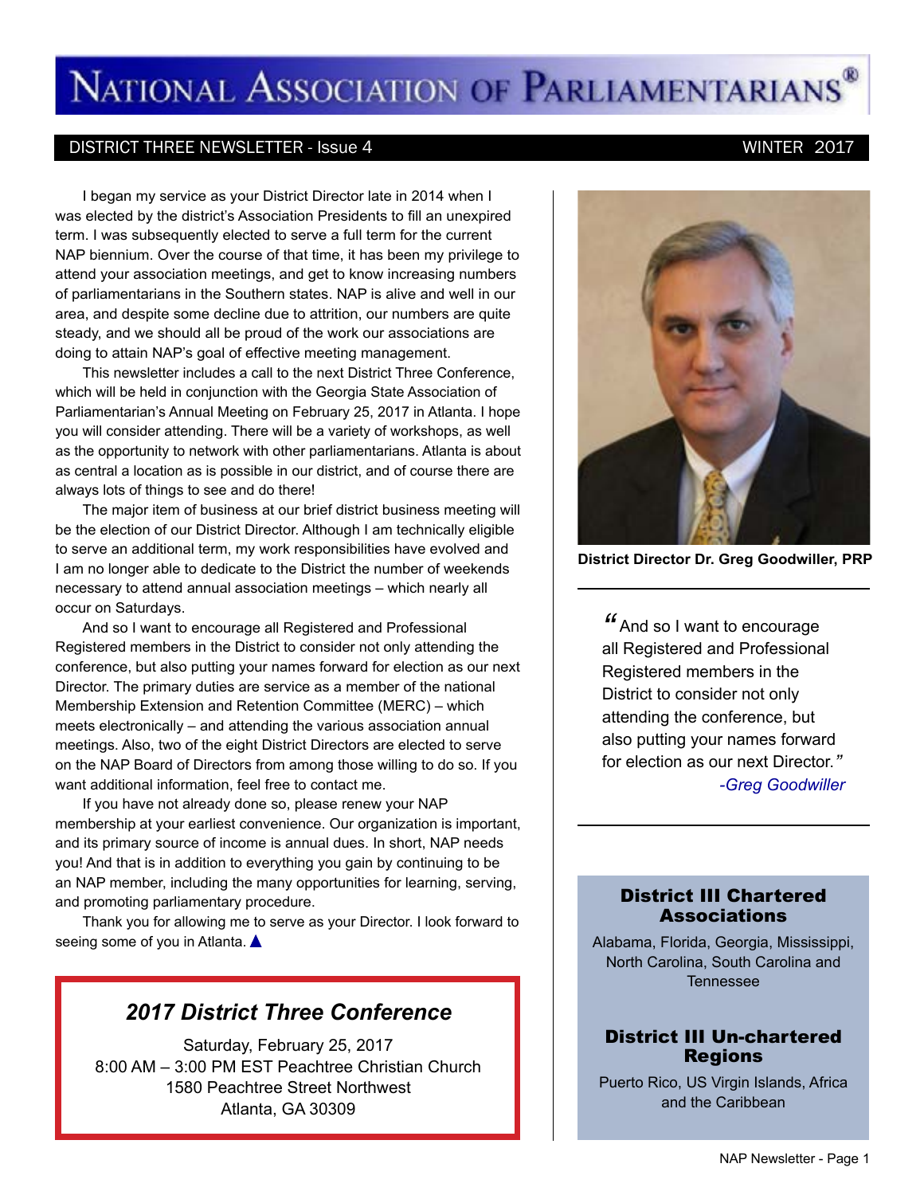# NATIONAL ASSOCIATION OF PARLIAMENTARIANS®

DISTRICT THREE NEWSLETTER - Issue 4 WINTER 2017

I began my service as your District Director late in 2014 when I was elected by the district's Association Presidents to fill an unexpired term. I was subsequently elected to serve a full term for the current NAP biennium. Over the course of that time, it has been my privilege to attend your association meetings, and get to know increasing numbers of parliamentarians in the Southern states. NAP is alive and well in our area, and despite some decline due to attrition, our numbers are quite steady, and we should all be proud of the work our associations are doing to attain NAP's goal of effective meeting management.

This newsletter includes a call to the next District Three Conference, which will be held in conjunction with the Georgia State Association of Parliamentarian's Annual Meeting on February 25, 2017 in Atlanta. I hope you will consider attending. There will be a variety of workshops, as well as the opportunity to network with other parliamentarians. Atlanta is about as central a location as is possible in our district, and of course there are always lots of things to see and do there!

The major item of business at our brief district business meeting will be the election of our District Director. Although I am technically eligible to serve an additional term, my work responsibilities have evolved and I am no longer able to dedicate to the District the number of weekends necessary to attend annual association meetings – which nearly all occur on Saturdays.

And so I want to encourage all Registered and Professional Registered members in the District to consider not only attending the conference, but also putting your names forward for election as our next Director. The primary duties are service as a member of the national Membership Extension and Retention Committee (MERC) – which meets electronically – and attending the various association annual meetings. Also, two of the eight District Directors are elected to serve on the NAP Board of Directors from among those willing to do so. If you want additional information, feel free to contact me.

If you have not already done so, please renew your NAP membership at your earliest convenience. Our organization is important, and its primary source of income is annual dues. In short, NAP needs you! And that is in addition to everything you gain by continuing to be an NAP member, including the many opportunities for learning, serving, and promoting parliamentary procedure.

Thank you for allowing me to serve as your Director. I look forward to seeing some of you in Atlanta. ▲

**District Director Dr. Greg Goodwiller, PRP**

> *"And so I want to encourage all Registered and Professional Registered members in the District to consider not only attending the conference, but also putting your names forward for election as our next Director."*
> *-Greg Goodwiller*

## *2017 District Three Conference*

Saturday, February 25, 2017
8:00 AM – 3:00 PM EST Peachtree Christian Church
1580 Peachtree Street Northwest
Atlanta, GA 30309

### District III Chartered Associations

Alabama, Florida, Georgia, Mississippi, North Carolina, South Carolina and Tennessee

### District III Un-chartered Regions

Puerto Rico, US Virgin Islands, Africa and the Caribbean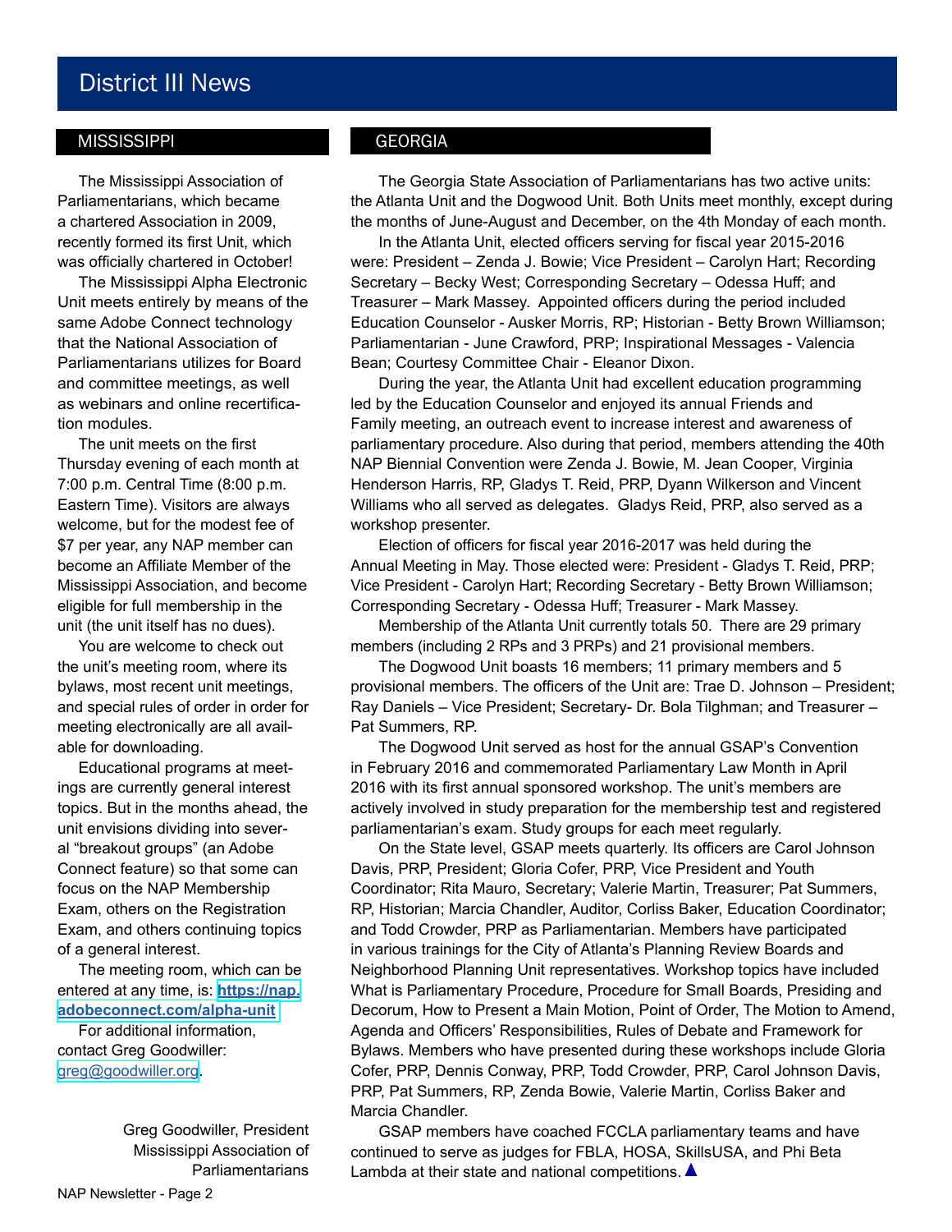# District III News

## MISSISSIPPI

The Mississippi Association of Parliamentarians, which became a chartered Association in 2009, recently formed its first Unit, which was officially chartered in October!

The Mississippi Alpha Electronic Unit meets entirely by means of the same Adobe Connect technology that the National Association of Parliamentarians utilizes for Board and committee meetings, as well as webinars and online recertification modules.

The unit meets on the first Thursday evening of each month at 7:00 p.m. Central Time (8:00 p.m. Eastern Time). Visitors are always welcome, but for the modest fee of $7 per year, any NAP member can become an Affiliate Member of the Mississippi Association, and become eligible for full membership in the unit (the unit itself has no dues).

You are welcome to check out the unit's meeting room, where its bylaws, most recent unit meetings, and special rules of order in order for meeting electronically are all available for downloading.

Educational programs at meetings are currently general interest topics. But in the months ahead, the unit envisions dividing into several "breakout groups" (an Adobe Connect feature) so that some can focus on the NAP Membership Exam, others on the Registration Exam, and others continuing topics of a general interest.

The meeting room, which can be entered at any time, is: **https://nap.adobeconnect.com/alpha-unit**

For additional information, contact Greg Goodwiller: greg@goodwiller.org.

Greg Goodwiller, President
Mississippi Association of Parliamentarians

## GEORGIA

The Georgia State Association of Parliamentarians has two active units: the Atlanta Unit and the Dogwood Unit. Both Units meet monthly, except during the months of June-August and December, on the 4th Monday of each month.

In the Atlanta Unit, elected officers serving for fiscal year 2015-2016 were: President – Zenda J. Bowie; Vice President – Carolyn Hart; Recording Secretary – Becky West; Corresponding Secretary – Odessa Huff; and Treasurer – Mark Massey. Appointed officers during the period included Education Counselor - Ausker Morris, RP; Historian - Betty Brown Williamson; Parliamentarian - June Crawford, PRP; Inspirational Messages - Valencia Bean; Courtesy Committee Chair - Eleanor Dixon.

During the year, the Atlanta Unit had excellent education programming led by the Education Counselor and enjoyed its annual Friends and Family meeting, an outreach event to increase interest and awareness of parliamentary procedure. Also during that period, members attending the 40th NAP Biennial Convention were Zenda J. Bowie, M. Jean Cooper, Virginia Henderson Harris, RP, Gladys T. Reid, PRP, Dyann Wilkerson and Vincent Williams who all served as delegates. Gladys Reid, PRP, also served as a workshop presenter.

Election of officers for fiscal year 2016-2017 was held during the Annual Meeting in May. Those elected were: President - Gladys T. Reid, PRP; Vice President - Carolyn Hart; Recording Secretary - Betty Brown Williamson; Corresponding Secretary - Odessa Huff; Treasurer - Mark Massey.

Membership of the Atlanta Unit currently totals 50. There are 29 primary members (including 2 RPs and 3 PRPs) and 21 provisional members.

The Dogwood Unit boasts 16 members; 11 primary members and 5 provisional members. The officers of the Unit are: Trae D. Johnson – President; Ray Daniels – Vice President; Secretary- Dr. Bola Tilghman; and Treasurer – Pat Summers, RP.

The Dogwood Unit served as host for the annual GSAP's Convention in February 2016 and commemorated Parliamentary Law Month in April 2016 with its first annual sponsored workshop. The unit's members are actively involved in study preparation for the membership test and registered parliamentarian's exam. Study groups for each meet regularly.

On the State level, GSAP meets quarterly. Its officers are Carol Johnson Davis, PRP, President; Gloria Cofer, PRP, Vice President and Youth Coordinator; Rita Mauro, Secretary; Valerie Martin, Treasurer; Pat Summers, RP, Historian; Marcia Chandler, Auditor, Corliss Baker, Education Coordinator; and Todd Crowder, PRP as Parliamentarian. Members have participated in various trainings for the City of Atlanta's Planning Review Boards and Neighborhood Planning Unit representatives. Workshop topics have included What is Parliamentary Procedure, Procedure for Small Boards, Presiding and Decorum, How to Present a Main Motion, Point of Order, The Motion to Amend, Agenda and Officers' Responsibilities, Rules of Debate and Framework for Bylaws. Members who have presented during these workshops include Gloria Cofer, PRP, Dennis Conway, PRP, Todd Crowder, PRP, Carol Johnson Davis, PRP, Pat Summers, RP, Zenda Bowie, Valerie Martin, Corliss Baker and Marcia Chandler.

GSAP members have coached FCCLA parliamentary teams and have continued to serve as judges for FBLA, HOSA, SkillsUSA, and Phi Beta Lambda at their state and national competitions. ▲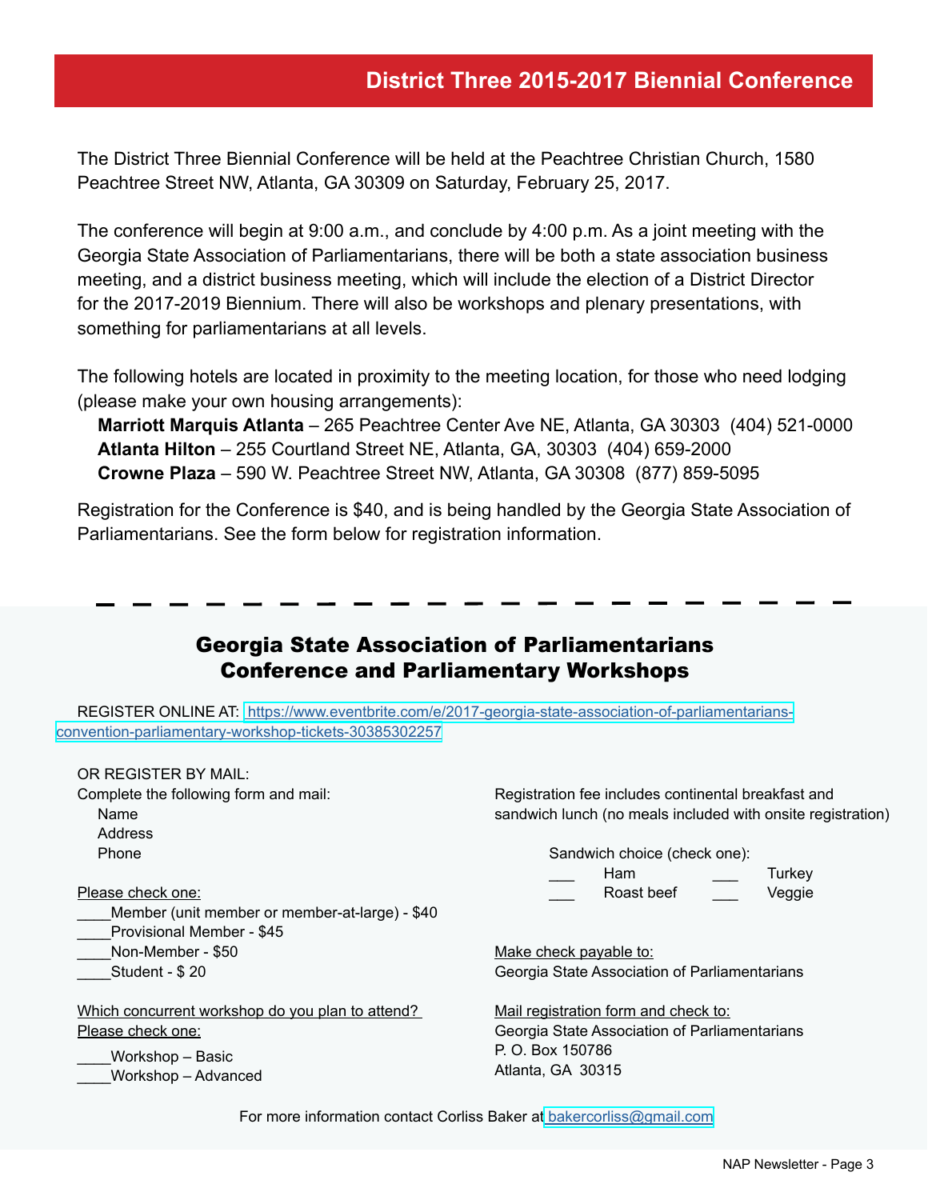## District Three 2015-2017 Biennial Conference

The District Three Biennial Conference will be held at the Peachtree Christian Church, 1580 Peachtree Street NW, Atlanta, GA 30309 on Saturday, February 25, 2017.

The conference will begin at 9:00 a.m., and conclude by 4:00 p.m. As a joint meeting with the Georgia State Association of Parliamentarians, there will be both a state association business meeting, and a district business meeting, which will include the election of a District Director for the 2017-2019 Biennium. There will also be workshops and plenary presentations, with something for parliamentarians at all levels.

The following hotels are located in proximity to the meeting location, for those who need lodging (please make your own housing arrangements):

**Marriott Marquis Atlanta** – 265 Peachtree Center Ave NE, Atlanta, GA 30303 (404) 521-0000
**Atlanta Hilton** – 255 Courtland Street NE, Atlanta, GA, 30303 (404) 659-2000
**Crowne Plaza** – 590 W. Peachtree Street NW, Atlanta, GA 30308 (877) 859-5095

Registration for the Conference is $40, and is being handled by the Georgia State Association of Parliamentarians. See the form below for registration information.

---

### Georgia State Association of Parliamentarians
### Conference and Parliamentary Workshops

REGISTER ONLINE AT: https://www.eventbrite.com/e/2017-georgia-state-association-of-parliamentarians-convention-parliamentary-workshop-tickets-30385302257

OR REGISTER BY MAIL:
Complete the following form and mail:
Name
Address
Phone

Please check one:
____Member (unit member or member-at-large) - $40
____Provisional Member - $45
____Non-Member - $50
____Student - $ 20

Which concurrent workshop do you plan to attend?
Please check one:
____Workshop – Basic
____Workshop – Advanced

Registration fee includes continental breakfast and sandwich lunch (no meals included with onsite registration)

Sandwich choice (check one):
___ Ham ___ Turkey
___ Roast beef ___ Veggie

Make check payable to:
Georgia State Association of Parliamentarians

Mail registration form and check to:
Georgia State Association of Parliamentarians
P. O. Box 150786
Atlanta, GA 30315

For more information contact Corliss Baker at bakercorliss@gmail.com